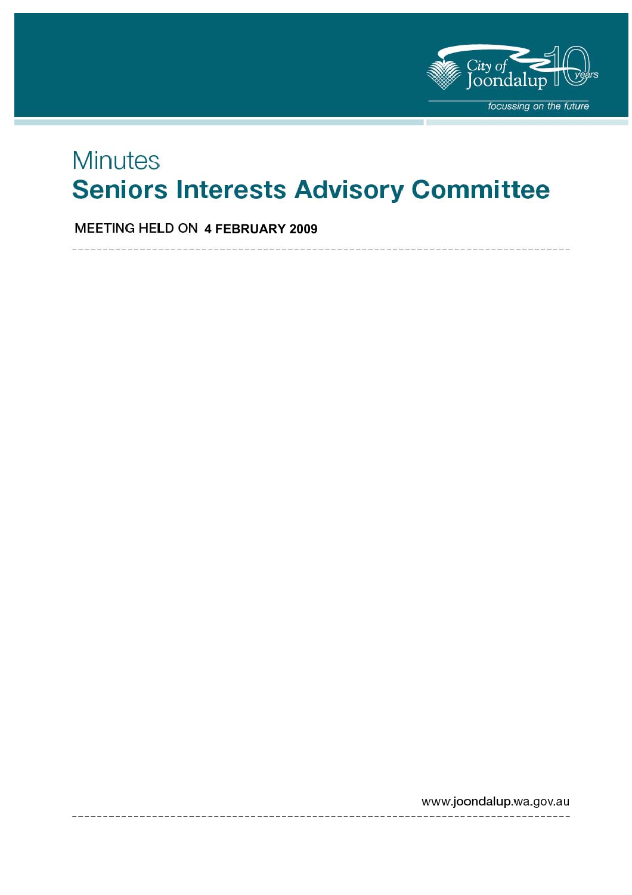City of Joondalup 10 years

focussing on the future

# Minutes

# Seniors Interests Advisory Committee

MEETING HELD ON **4 FEBRUARY 2009**

www.joondalup.wa.gov.au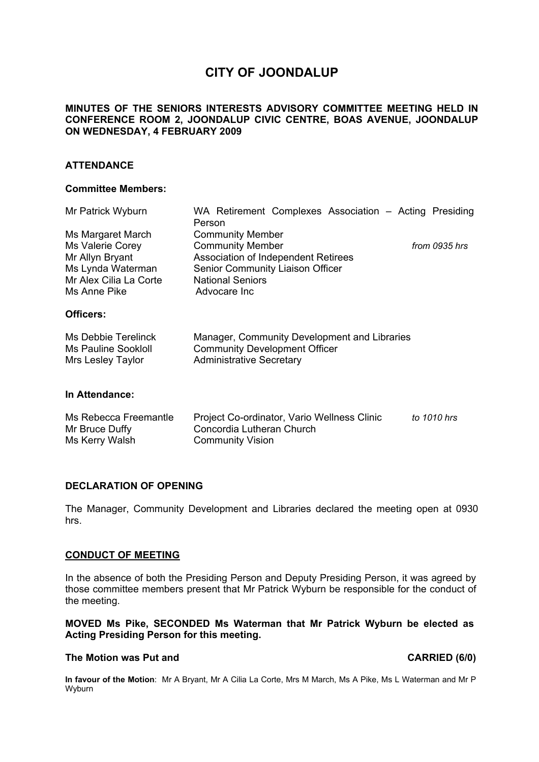# CITY OF JOONDALUP

**MINUTES OF THE SENIORS INTERESTS ADVISORY COMMITTEE MEETING HELD IN CONFERENCE ROOM 2, JOONDALUP CIVIC CENTRE, BOAS AVENUE, JOONDALUP ON WEDNESDAY, 4 FEBRUARY 2009**

## ATTENDANCE

### Committee Members:

| | | |
|---|---|---|
| Mr Patrick Wyburn | WA Retirement Complexes Association – Acting Presiding Person | |
| Ms Margaret March | Community Member | |
| Ms Valerie Corey | Community Member | *from 0935 hrs* |
| Mr Allyn Bryant | Association of Independent Retirees | |
| Ms Lynda Waterman | Senior Community Liaison Officer | |
| Mr Alex Cilia La Corte | National Seniors | |
| Ms Anne Pike | Advocare Inc | |

### Officers:

| | |
|---|---|
| Ms Debbie Terelinck | Manager, Community Development and Libraries |
| Ms Pauline Sookloll | Community Development Officer |
| Mrs Lesley Taylor | Administrative Secretary |

### In Attendance:

| | | |
|---|---|---|
| Ms Rebecca Freemantle | Project Co-ordinator, Vario Wellness Clinic | *to 1010 hrs* |
| Mr Bruce Duffy | Concordia Lutheran Church | |
| Ms Kerry Walsh | Community Vision | |

## DECLARATION OF OPENING

The Manager, Community Development and Libraries declared the meeting open at 0930 hrs.

## CONDUCT OF MEETING

In the absence of both the Presiding Person and Deputy Presiding Person, it was agreed by those committee members present that Mr Patrick Wyburn be responsible for the conduct of the meeting.

**MOVED Ms Pike, SECONDED Ms Waterman that Mr Patrick Wyburn be elected as Acting Presiding Person for this meeting.**

**The Motion was Put and CARRIED (6/0)**

**In favour of the Motion**: Mr A Bryant, Mr A Cilia La Corte, Mrs M March, Ms A Pike, Ms L Waterman and Mr P Wyburn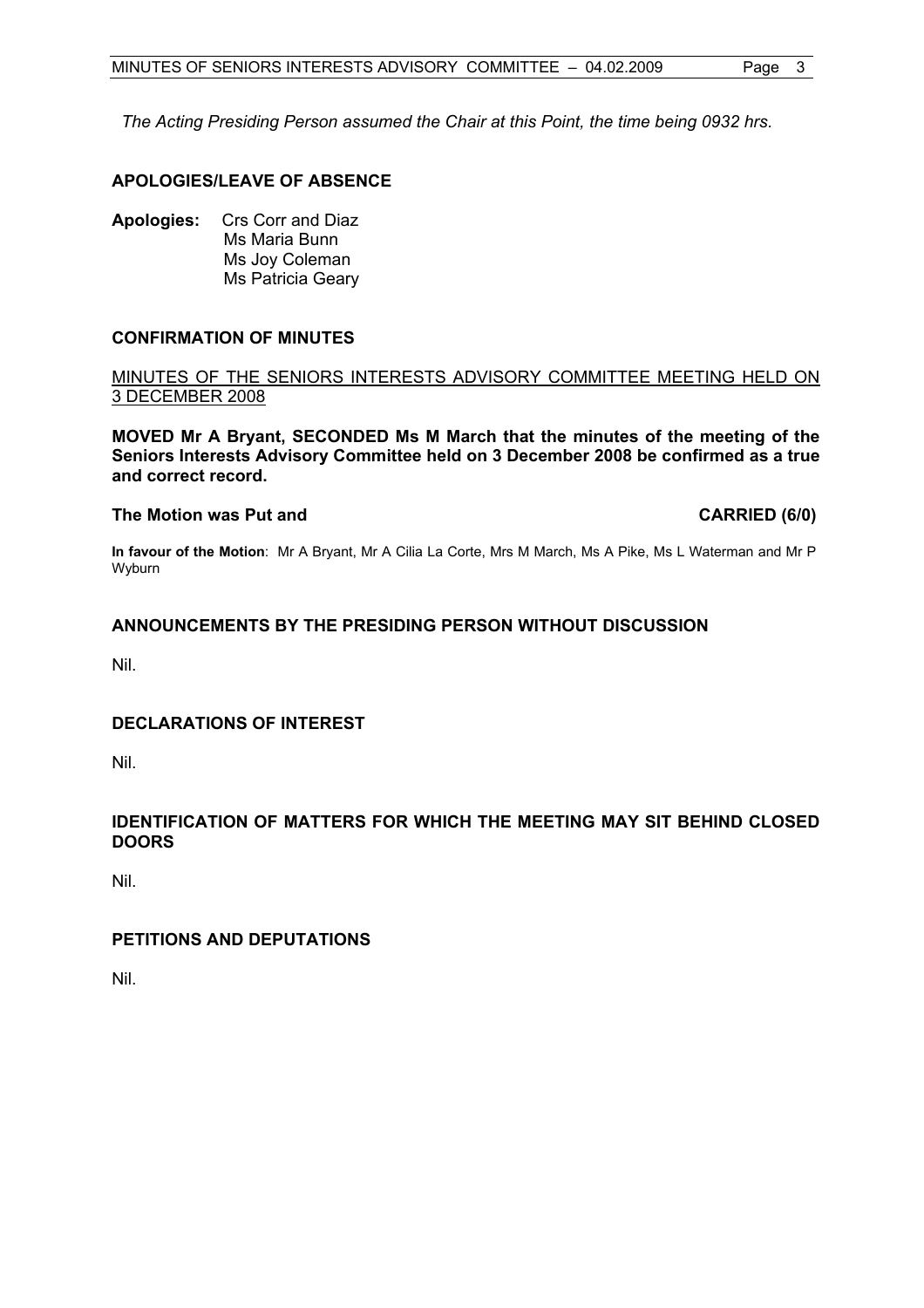*The Acting Presiding Person assumed the Chair at this Point, the time being 0932 hrs.*

## APOLOGIES/LEAVE OF ABSENCE

**Apologies:** Crs Corr and Diaz
Ms Maria Bunn
Ms Joy Coleman
Ms Patricia Geary

## CONFIRMATION OF MINUTES

MINUTES OF THE SENIORS INTERESTS ADVISORY COMMITTEE MEETING HELD ON 3 DECEMBER 2008

**MOVED Mr A Bryant, SECONDED Ms M March that the minutes of the meeting of the Seniors Interests Advisory Committee held on 3 December 2008 be confirmed as a true and correct record.**

**The Motion was Put and CARRIED (6/0)**

**In favour of the Motion**: Mr A Bryant, Mr A Cilia La Corte, Mrs M March, Ms A Pike, Ms L Waterman and Mr P Wyburn

## ANNOUNCEMENTS BY THE PRESIDING PERSON WITHOUT DISCUSSION

Nil.

## DECLARATIONS OF INTEREST

Nil.

## IDENTIFICATION OF MATTERS FOR WHICH THE MEETING MAY SIT BEHIND CLOSED DOORS

Nil.

## PETITIONS AND DEPUTATIONS

Nil.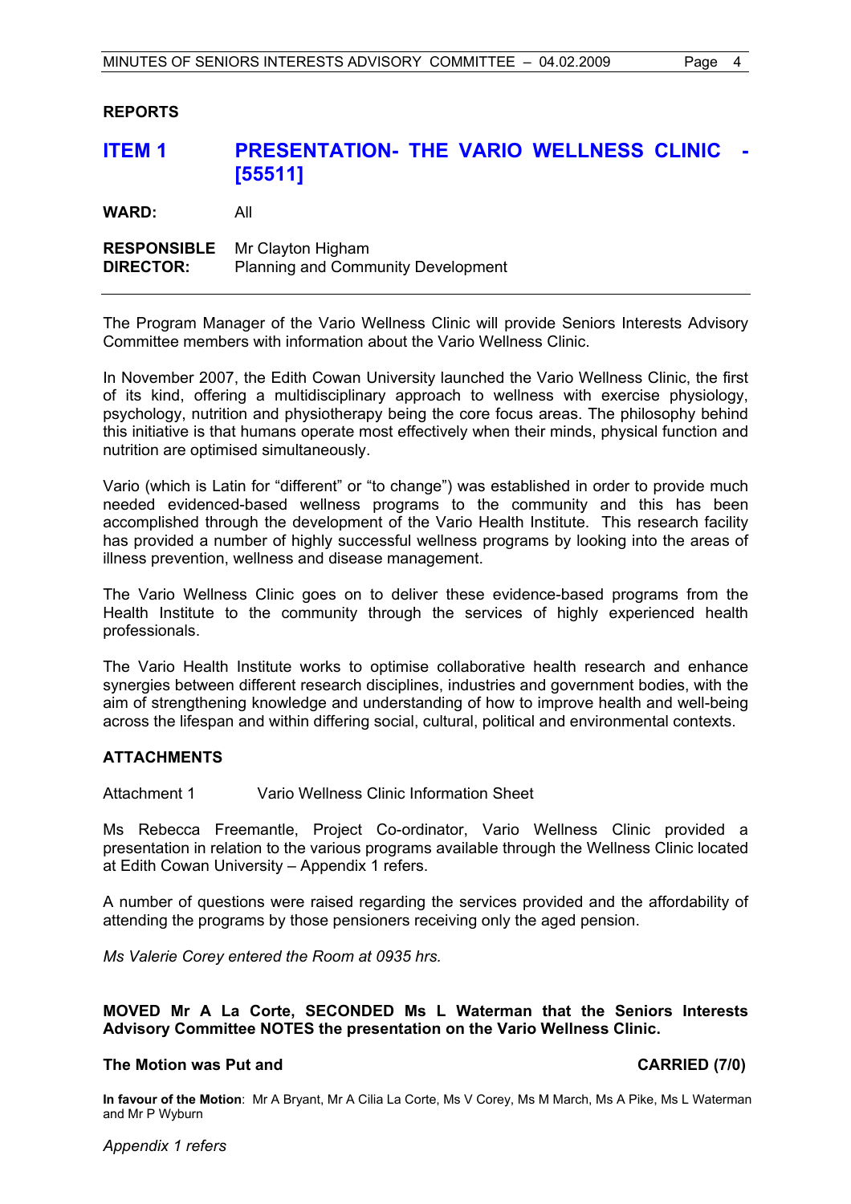## REPORTS

## ITEM 1 PRESENTATION- THE VARIO WELLNESS CLINIC - [55511]

**WARD:** All

**RESPONSIBLE DIRECTOR:** Mr Clayton Higham
Planning and Community Development

---

The Program Manager of the Vario Wellness Clinic will provide Seniors Interests Advisory Committee members with information about the Vario Wellness Clinic.

In November 2007, the Edith Cowan University launched the Vario Wellness Clinic, the first of its kind, offering a multidisciplinary approach to wellness with exercise physiology, psychology, nutrition and physiotherapy being the core focus areas. The philosophy behind this initiative is that humans operate most effectively when their minds, physical function and nutrition are optimised simultaneously.

Vario (which is Latin for "different" or "to change") was established in order to provide much needed evidenced-based wellness programs to the community and this has been accomplished through the development of the Vario Health Institute. This research facility has provided a number of highly successful wellness programs by looking into the areas of illness prevention, wellness and disease management.

The Vario Wellness Clinic goes on to deliver these evidence-based programs from the Health Institute to the community through the services of highly experienced health professionals.

The Vario Health Institute works to optimise collaborative health research and enhance synergies between different research disciplines, industries and government bodies, with the aim of strengthening knowledge and understanding of how to improve health and well-being across the lifespan and within differing social, cultural, political and environmental contexts.

**ATTACHMENTS**

Attachment 1 Vario Wellness Clinic Information Sheet

Ms Rebecca Freemantle, Project Co-ordinator, Vario Wellness Clinic provided a presentation in relation to the various programs available through the Wellness Clinic located at Edith Cowan University – Appendix 1 refers.

A number of questions were raised regarding the services provided and the affordability of attending the programs by those pensioners receiving only the aged pension.

*Ms Valerie Corey entered the Room at 0935 hrs.*

**MOVED Mr A La Corte, SECONDED Ms L Waterman that the Seniors Interests Advisory Committee NOTES the presentation on the Vario Wellness Clinic.**

**The Motion was Put and CARRIED (7/0)**

**In favour of the Motion**: Mr A Bryant, Mr A Cilia La Corte, Ms V Corey, Ms M March, Ms A Pike, Ms L Waterman and Mr P Wyburn

*Appendix 1 refers*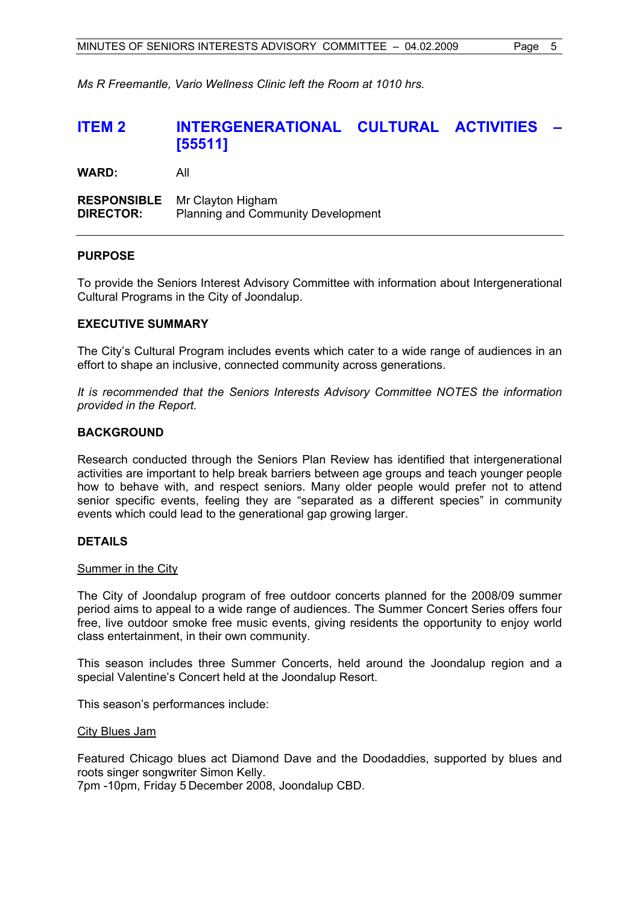*Ms R Freemantle, Vario Wellness Clinic left the Room at 1010 hrs.*

## ITEM 2 INTERGENERATIONAL CULTURAL ACTIVITIES – [55511]

**WARD:** All

**RESPONSIBLE DIRECTOR:** Mr Clayton Higham
Planning and Community Development

---

**PURPOSE**

To provide the Seniors Interest Advisory Committee with information about Intergenerational Cultural Programs in the City of Joondalup.

**EXECUTIVE SUMMARY**

The City's Cultural Program includes events which cater to a wide range of audiences in an effort to shape an inclusive, connected community across generations.

*It is recommended that the Seniors Interests Advisory Committee NOTES the information provided in the Report.*

**BACKGROUND**

Research conducted through the Seniors Plan Review has identified that intergenerational activities are important to help break barriers between age groups and teach younger people how to behave with, and respect seniors. Many older people would prefer not to attend senior specific events, feeling they are "separated as a different species" in community events which could lead to the generational gap growing larger.

**DETAILS**

<u>Summer in the City</u>

The City of Joondalup program of free outdoor concerts planned for the 2008/09 summer period aims to appeal to a wide range of audiences. The Summer Concert Series offers four free, live outdoor smoke free music events, giving residents the opportunity to enjoy world class entertainment, in their own community.

This season includes three Summer Concerts, held around the Joondalup region and a special Valentine's Concert held at the Joondalup Resort.

This season's performances include:

<u>City Blues Jam</u>

Featured Chicago blues act Diamond Dave and the Doodaddies, supported by blues and roots singer songwriter Simon Kelly.
7pm -10pm, Friday 5 December 2008, Joondalup CBD.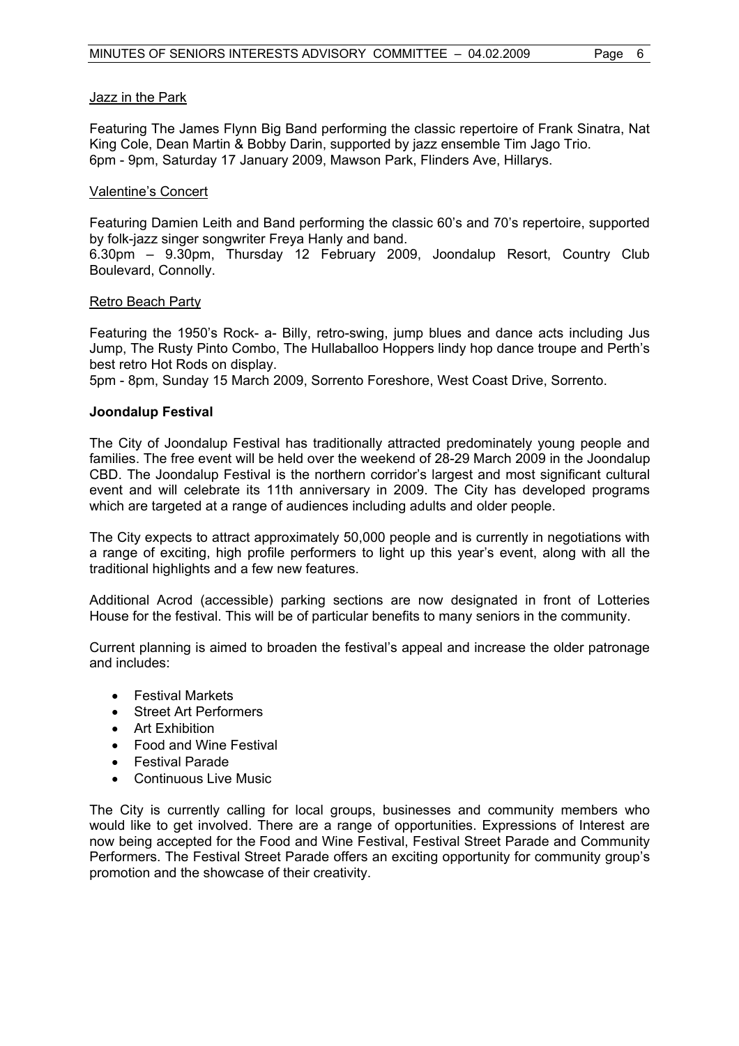Jazz in the Park

Featuring The James Flynn Big Band performing the classic repertoire of Frank Sinatra, Nat King Cole, Dean Martin & Bobby Darin, supported by jazz ensemble Tim Jago Trio.
6pm - 9pm, Saturday 17 January 2009, Mawson Park, Flinders Ave, Hillarys.

Valentine's Concert

Featuring Damien Leith and Band performing the classic 60's and 70's repertoire, supported by folk-jazz singer songwriter Freya Hanly and band.
6.30pm – 9.30pm, Thursday 12 February 2009, Joondalup Resort, Country Club Boulevard, Connolly.

Retro Beach Party

Featuring the 1950's Rock- a- Billy, retro-swing, jump blues and dance acts including Jus Jump, The Rusty Pinto Combo, The Hullaballoo Hoppers lindy hop dance troupe and Perth's best retro Hot Rods on display.
5pm - 8pm, Sunday 15 March 2009, Sorrento Foreshore, West Coast Drive, Sorrento.

**Joondalup Festival**

The City of Joondalup Festival has traditionally attracted predominately young people and families. The free event will be held over the weekend of 28-29 March 2009 in the Joondalup CBD. The Joondalup Festival is the northern corridor's largest and most significant cultural event and will celebrate its 11th anniversary in 2009. The City has developed programs which are targeted at a range of audiences including adults and older people.

The City expects to attract approximately 50,000 people and is currently in negotiations with a range of exciting, high profile performers to light up this year's event, along with all the traditional highlights and a few new features.

Additional Acrod (accessible) parking sections are now designated in front of Lotteries House for the festival. This will be of particular benefits to many seniors in the community.

Current planning is aimed to broaden the festival's appeal and increase the older patronage and includes:

- Festival Markets
- Street Art Performers
- Art Exhibition
- Food and Wine Festival
- Festival Parade
- Continuous Live Music

The City is currently calling for local groups, businesses and community members who would like to get involved. There are a range of opportunities. Expressions of Interest are now being accepted for the Food and Wine Festival, Festival Street Parade and Community Performers. The Festival Street Parade offers an exciting opportunity for community group's promotion and the showcase of their creativity.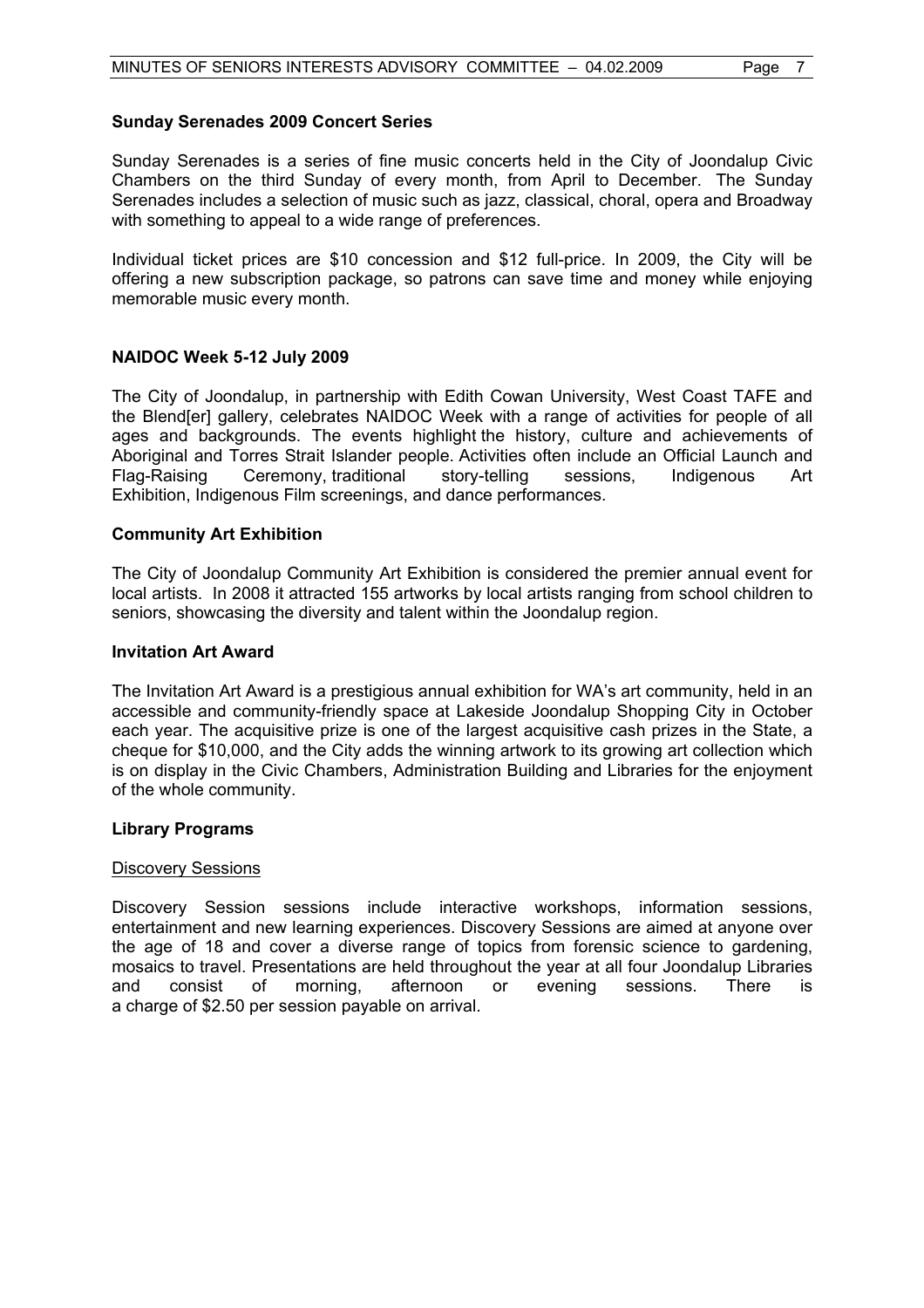**Sunday Serenades 2009 Concert Series**

Sunday Serenades is a series of fine music concerts held in the City of Joondalup Civic Chambers on the third Sunday of every month, from April to December. The Sunday Serenades includes a selection of music such as jazz, classical, choral, opera and Broadway with something to appeal to a wide range of preferences.

Individual ticket prices are $10 concession and $12 full-price. In 2009, the City will be offering a new subscription package, so patrons can save time and money while enjoying memorable music every month.

**NAIDOC Week 5-12 July 2009**

The City of Joondalup, in partnership with Edith Cowan University, West Coast TAFE and the Blend[er] gallery, celebrates NAIDOC Week with a range of activities for people of all ages and backgrounds. The events highlight the history, culture and achievements of Aboriginal and Torres Strait Islander people. Activities often include an Official Launch and Flag-Raising Ceremony, traditional story-telling sessions, Indigenous Art Exhibition, Indigenous Film screenings, and dance performances.

**Community Art Exhibition**

The City of Joondalup Community Art Exhibition is considered the premier annual event for local artists. In 2008 it attracted 155 artworks by local artists ranging from school children to seniors, showcasing the diversity and talent within the Joondalup region.

**Invitation Art Award**

The Invitation Art Award is a prestigious annual exhibition for WA's art community, held in an accessible and community-friendly space at Lakeside Joondalup Shopping City in October each year. The acquisitive prize is one of the largest acquisitive cash prizes in the State, a cheque for $10,000, and the City adds the winning artwork to its growing art collection which is on display in the Civic Chambers, Administration Building and Libraries for the enjoyment of the whole community.

**Library Programs**

Discovery Sessions

Discovery Session sessions include interactive workshops, information sessions, entertainment and new learning experiences. Discovery Sessions are aimed at anyone over the age of 18 and cover a diverse range of topics from forensic science to gardening, mosaics to travel. Presentations are held throughout the year at all four Joondalup Libraries and consist of morning, afternoon or evening sessions. There is a charge of $2.50 per session payable on arrival.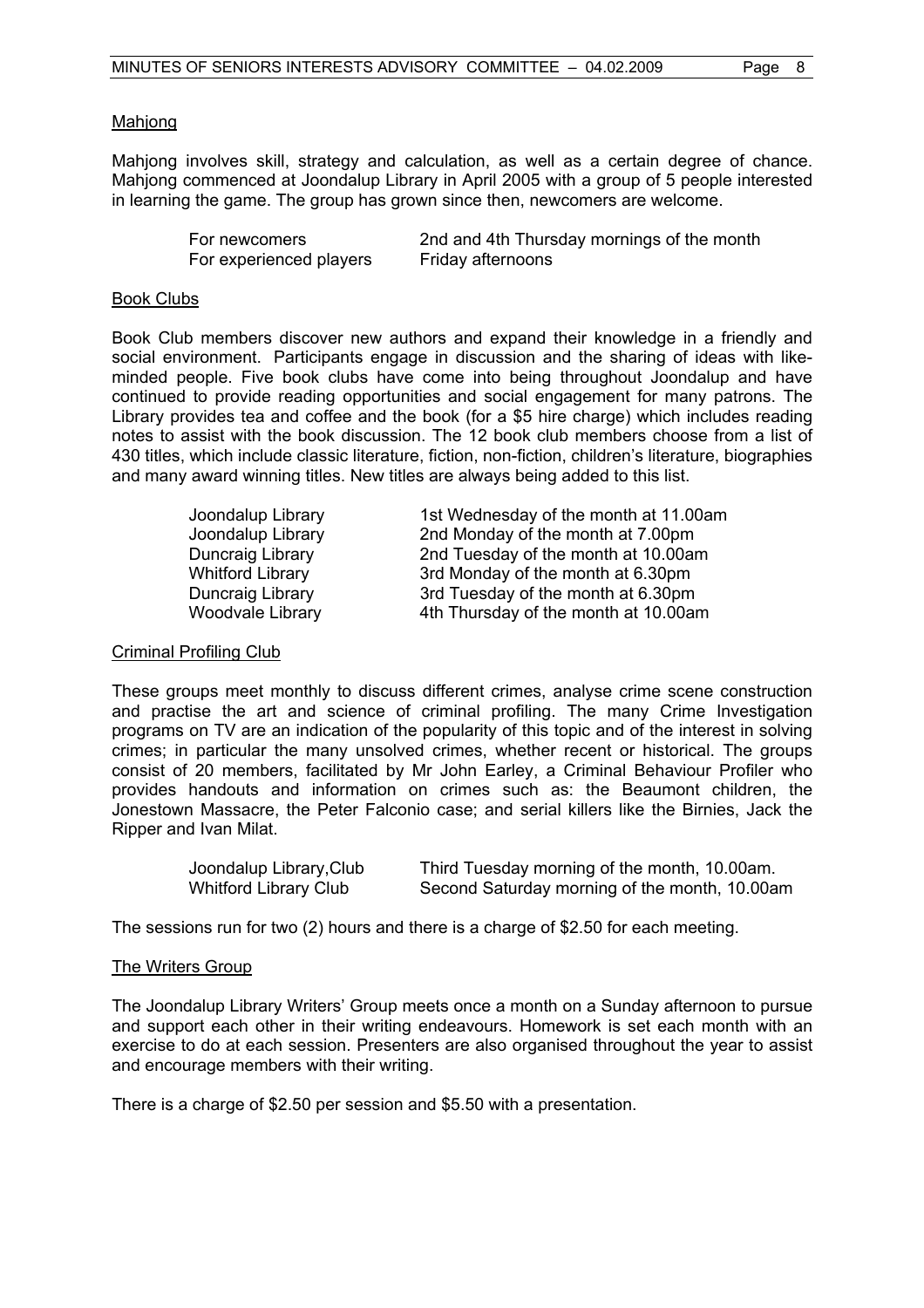Mahjong

Mahjong involves skill, strategy and calculation, as well as a certain degree of chance. Mahjong commenced at Joondalup Library in April 2005 with a group of 5 people interested in learning the game. The group has grown since then, newcomers are welcome.

| | |
|---|---|
| For newcomers | 2nd and 4th Thursday mornings of the month |
| For experienced players | Friday afternoons |

Book Clubs

Book Club members discover new authors and expand their knowledge in a friendly and social environment. Participants engage in discussion and the sharing of ideas with like-minded people. Five book clubs have come into being throughout Joondalup and have continued to provide reading opportunities and social engagement for many patrons. The Library provides tea and coffee and the book (for a $5 hire charge) which includes reading notes to assist with the book discussion. The 12 book club members choose from a list of 430 titles, which include classic literature, fiction, non-fiction, children's literature, biographies and many award winning titles. New titles are always being added to this list.

| | |
|---|---|
| Joondalup Library | 1st Wednesday of the month at 11.00am |
| Joondalup Library | 2nd Monday of the month at 7.00pm |
| Duncraig Library | 2nd Tuesday of the month at 10.00am |
| Whitford Library | 3rd Monday of the month at 6.30pm |
| Duncraig Library | 3rd Tuesday of the month at 6.30pm |
| Woodvale Library | 4th Thursday of the month at 10.00am |

Criminal Profiling Club

These groups meet monthly to discuss different crimes, analyse crime scene construction and practise the art and science of criminal profiling. The many Crime Investigation programs on TV are an indication of the popularity of this topic and of the interest in solving crimes; in particular the many unsolved crimes, whether recent or historical. The groups consist of 20 members, facilitated by Mr John Earley, a Criminal Behaviour Profiler who provides handouts and information on crimes such as: the Beaumont children, the Jonestown Massacre, the Peter Falconio case; and serial killers like the Birnies, Jack the Ripper and Ivan Milat.

| | |
|---|---|
| Joondalup Library,Club | Third Tuesday morning of the month, 10.00am. |
| Whitford Library Club | Second Saturday morning of the month, 10.00am |

The sessions run for two (2) hours and there is a charge of $2.50 for each meeting.

The Writers Group

The Joondalup Library Writers' Group meets once a month on a Sunday afternoon to pursue and support each other in their writing endeavours. Homework is set each month with an exercise to do at each session. Presenters are also organised throughout the year to assist and encourage members with their writing.

There is a charge of $2.50 per session and $5.50 with a presentation.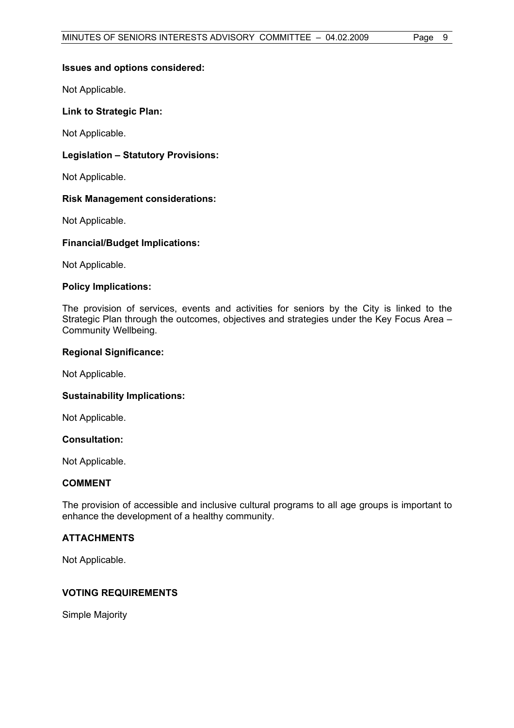**Issues and options considered:**

Not Applicable.

**Link to Strategic Plan:**

Not Applicable.

**Legislation – Statutory Provisions:**

Not Applicable.

**Risk Management considerations:**

Not Applicable.

**Financial/Budget Implications:**

Not Applicable.

**Policy Implications:**

The provision of services, events and activities for seniors by the City is linked to the Strategic Plan through the outcomes, objectives and strategies under the Key Focus Area – Community Wellbeing.

**Regional Significance:**

Not Applicable.

**Sustainability Implications:**

Not Applicable.

**Consultation:**

Not Applicable.

**COMMENT**

The provision of accessible and inclusive cultural programs to all age groups is important to enhance the development of a healthy community.

**ATTACHMENTS**

Not Applicable.

**VOTING REQUIREMENTS**

Simple Majority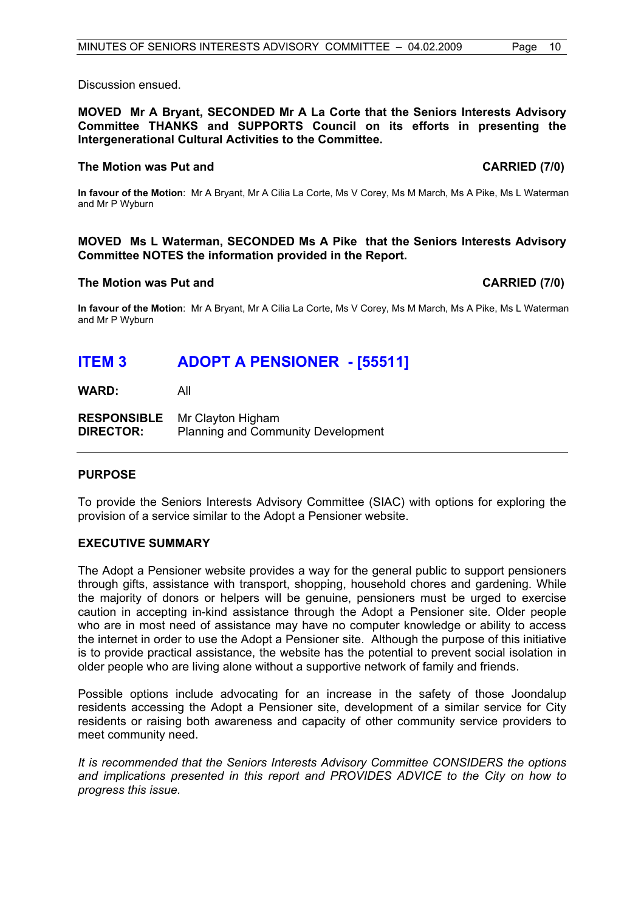Discussion ensued.

**MOVED Mr A Bryant, SECONDED Mr A La Corte that the Seniors Interests Advisory Committee THANKS and SUPPORTS Council on its efforts in presenting the Intergenerational Cultural Activities to the Committee.**

**The Motion was Put and CARRIED (7/0)**

**In favour of the Motion**: Mr A Bryant, Mr A Cilia La Corte, Ms V Corey, Ms M March, Ms A Pike, Ms L Waterman and Mr P Wyburn

**MOVED Ms L Waterman, SECONDED Ms A Pike that the Seniors Interests Advisory Committee NOTES the information provided in the Report.**

**The Motion was Put and CARRIED (7/0)**

**In favour of the Motion**: Mr A Bryant, Mr A Cilia La Corte, Ms V Corey, Ms M March, Ms A Pike, Ms L Waterman and Mr P Wyburn

## ITEM 3 ADOPT A PENSIONER - [55511]

**WARD:** All

**RESPONSIBLE DIRECTOR:** Mr Clayton Higham
Planning and Community Development

---

### PURPOSE

To provide the Seniors Interests Advisory Committee (SIAC) with options for exploring the provision of a service similar to the Adopt a Pensioner website.

### EXECUTIVE SUMMARY

The Adopt a Pensioner website provides a way for the general public to support pensioners through gifts, assistance with transport, shopping, household chores and gardening. While the majority of donors or helpers will be genuine, pensioners must be urged to exercise caution in accepting in-kind assistance through the Adopt a Pensioner site. Older people who are in most need of assistance may have no computer knowledge or ability to access the internet in order to use the Adopt a Pensioner site. Although the purpose of this initiative is to provide practical assistance, the website has the potential to prevent social isolation in older people who are living alone without a supportive network of family and friends.

Possible options include advocating for an increase in the safety of those Joondalup residents accessing the Adopt a Pensioner site, development of a similar service for City residents or raising both awareness and capacity of other community service providers to meet community need.

*It is recommended that the Seniors Interests Advisory Committee CONSIDERS the options and implications presented in this report and PROVIDES ADVICE to the City on how to progress this issue.*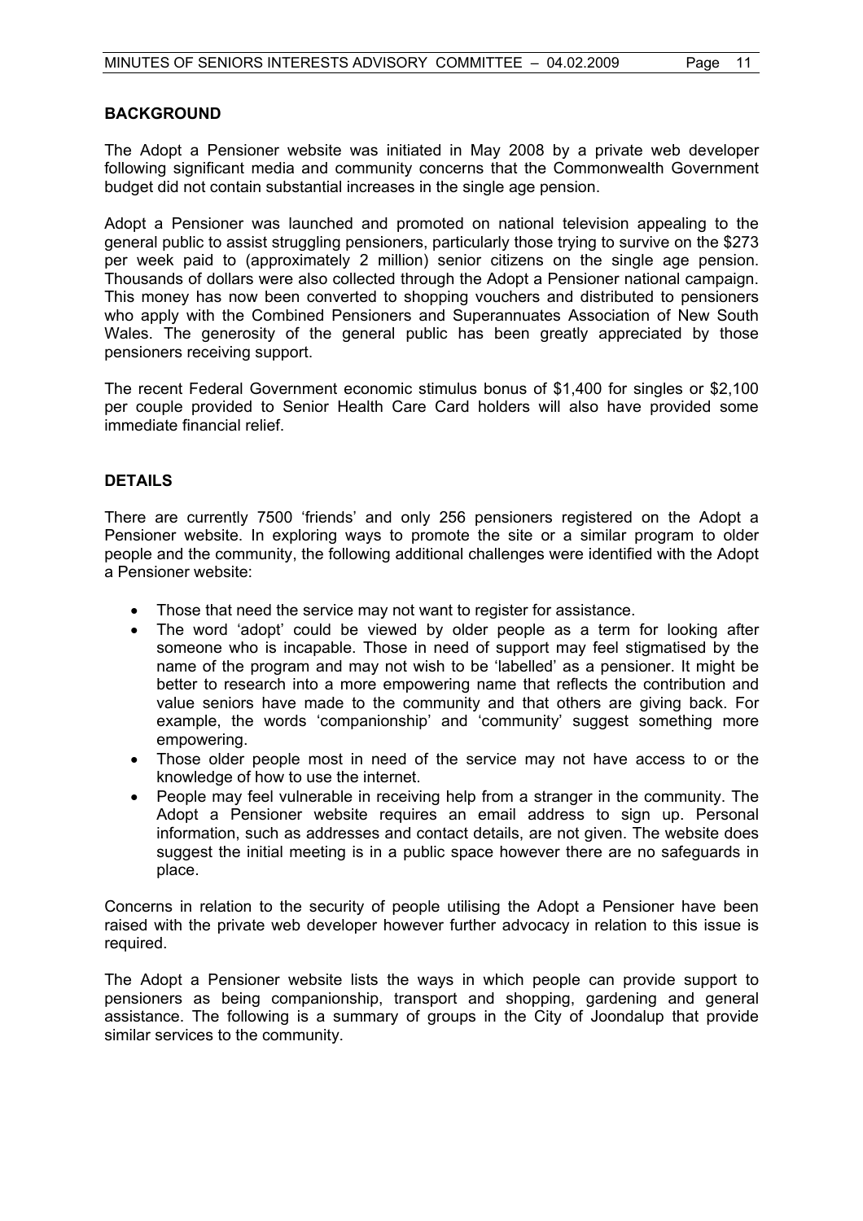## BACKGROUND

The Adopt a Pensioner website was initiated in May 2008 by a private web developer following significant media and community concerns that the Commonwealth Government budget did not contain substantial increases in the single age pension.

Adopt a Pensioner was launched and promoted on national television appealing to the general public to assist struggling pensioners, particularly those trying to survive on the $273 per week paid to (approximately 2 million) senior citizens on the single age pension. Thousands of dollars were also collected through the Adopt a Pensioner national campaign. This money has now been converted to shopping vouchers and distributed to pensioners who apply with the Combined Pensioners and Superannuates Association of New South Wales. The generosity of the general public has been greatly appreciated by those pensioners receiving support.

The recent Federal Government economic stimulus bonus of $1,400 for singles or $2,100 per couple provided to Senior Health Care Card holders will also have provided some immediate financial relief.

## DETAILS

There are currently 7500 'friends' and only 256 pensioners registered on the Adopt a Pensioner website. In exploring ways to promote the site or a similar program to older people and the community, the following additional challenges were identified with the Adopt a Pensioner website:

- Those that need the service may not want to register for assistance.
- The word 'adopt' could be viewed by older people as a term for looking after someone who is incapable. Those in need of support may feel stigmatised by the name of the program and may not wish to be 'labelled' as a pensioner. It might be better to research into a more empowering name that reflects the contribution and value seniors have made to the community and that others are giving back. For example, the words 'companionship' and 'community' suggest something more empowering.
- Those older people most in need of the service may not have access to or the knowledge of how to use the internet.
- People may feel vulnerable in receiving help from a stranger in the community. The Adopt a Pensioner website requires an email address to sign up. Personal information, such as addresses and contact details, are not given. The website does suggest the initial meeting is in a public space however there are no safeguards in place.

Concerns in relation to the security of people utilising the Adopt a Pensioner have been raised with the private web developer however further advocacy in relation to this issue is required.

The Adopt a Pensioner website lists the ways in which people can provide support to pensioners as being companionship, transport and shopping, gardening and general assistance. The following is a summary of groups in the City of Joondalup that provide similar services to the community.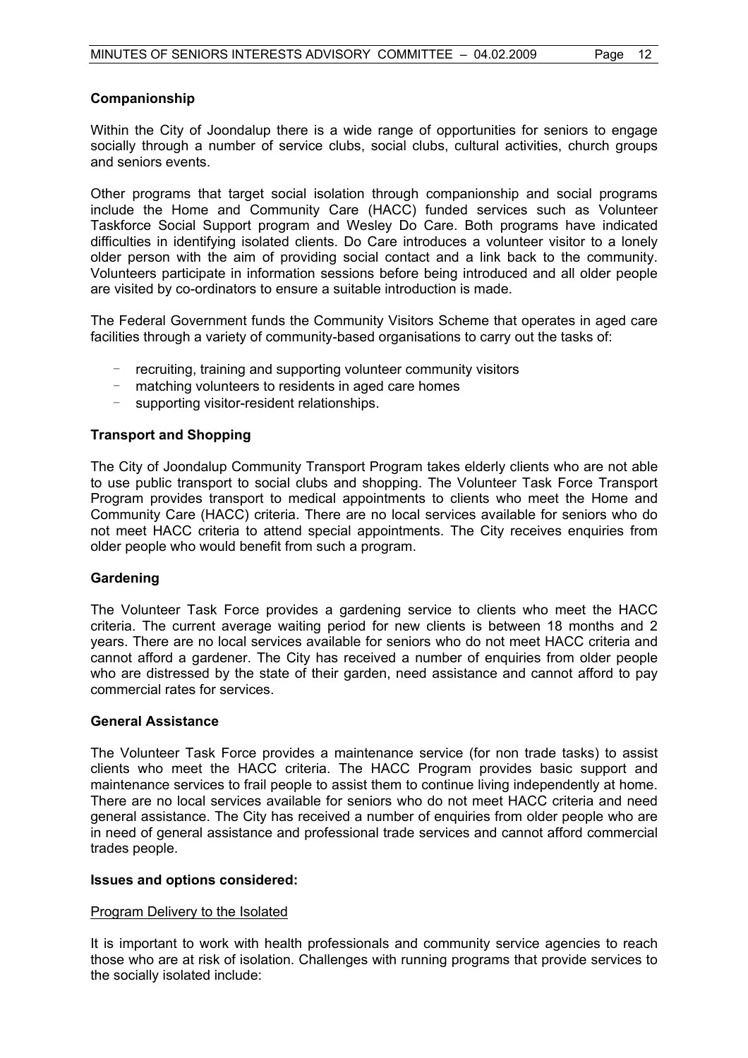**Companionship**

Within the City of Joondalup there is a wide range of opportunities for seniors to engage socially through a number of service clubs, social clubs, cultural activities, church groups and seniors events.

Other programs that target social isolation through companionship and social programs include the Home and Community Care (HACC) funded services such as Volunteer Taskforce Social Support program and Wesley Do Care. Both programs have indicated difficulties in identifying isolated clients. Do Care introduces a volunteer visitor to a lonely older person with the aim of providing social contact and a link back to the community. Volunteers participate in information sessions before being introduced and all older people are visited by co-ordinators to ensure a suitable introduction is made.

The Federal Government funds the Community Visitors Scheme that operates in aged care facilities through a variety of community-based organisations to carry out the tasks of:

- recruiting, training and supporting volunteer community visitors
- matching volunteers to residents in aged care homes
- supporting visitor-resident relationships.

**Transport and Shopping**

The City of Joondalup Community Transport Program takes elderly clients who are not able to use public transport to social clubs and shopping. The Volunteer Task Force Transport Program provides transport to medical appointments to clients who meet the Home and Community Care (HACC) criteria. There are no local services available for seniors who do not meet HACC criteria to attend special appointments. The City receives enquiries from older people who would benefit from such a program.

**Gardening**

The Volunteer Task Force provides a gardening service to clients who meet the HACC criteria. The current average waiting period for new clients is between 18 months and 2 years. There are no local services available for seniors who do not meet HACC criteria and cannot afford a gardener. The City has received a number of enquiries from older people who are distressed by the state of their garden, need assistance and cannot afford to pay commercial rates for services.

**General Assistance**

The Volunteer Task Force provides a maintenance service (for non trade tasks) to assist clients who meet the HACC criteria. The HACC Program provides basic support and maintenance services to frail people to assist them to continue living independently at home. There are no local services available for seniors who do not meet HACC criteria and need general assistance. The City has received a number of enquiries from older people who are in need of general assistance and professional trade services and cannot afford commercial trades people.

**Issues and options considered:**

Program Delivery to the Isolated

It is important to work with health professionals and community service agencies to reach those who are at risk of isolation. Challenges with running programs that provide services to the socially isolated include: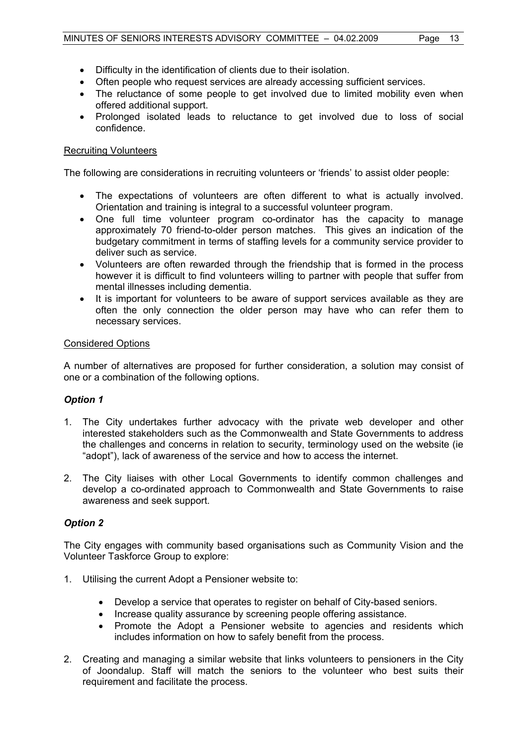- Difficulty in the identification of clients due to their isolation.
- Often people who request services are already accessing sufficient services.
- The reluctance of some people to get involved due to limited mobility even when offered additional support.
- Prolonged isolated leads to reluctance to get involved due to loss of social confidence.

<u>Recruiting Volunteers</u>

The following are considerations in recruiting volunteers or 'friends' to assist older people:

- The expectations of volunteers are often different to what is actually involved. Orientation and training is integral to a successful volunteer program.
- One full time volunteer program co-ordinator has the capacity to manage approximately 70 friend-to-older person matches. This gives an indication of the budgetary commitment in terms of staffing levels for a community service provider to deliver such as service.
- Volunteers are often rewarded through the friendship that is formed in the process however it is difficult to find volunteers willing to partner with people that suffer from mental illnesses including dementia.
- It is important for volunteers to be aware of support services available as they are often the only connection the older person may have who can refer them to necessary services.

<u>Considered Options</u>

A number of alternatives are proposed for further consideration, a solution may consist of one or a combination of the following options.

***Option 1***

1. The City undertakes further advocacy with the private web developer and other interested stakeholders such as the Commonwealth and State Governments to address the challenges and concerns in relation to security, terminology used on the website (ie "adopt"), lack of awareness of the service and how to access the internet.

2. The City liaises with other Local Governments to identify common challenges and develop a co-ordinated approach to Commonwealth and State Governments to raise awareness and seek support.

***Option 2***

The City engages with community based organisations such as Community Vision and the Volunteer Taskforce Group to explore:

1. Utilising the current Adopt a Pensioner website to:

   - Develop a service that operates to register on behalf of City-based seniors.
   - Increase quality assurance by screening people offering assistance.
   - Promote the Adopt a Pensioner website to agencies and residents which includes information on how to safely benefit from the process.

2. Creating and managing a similar website that links volunteers to pensioners in the City of Joondalup. Staff will match the seniors to the volunteer who best suits their requirement and facilitate the process.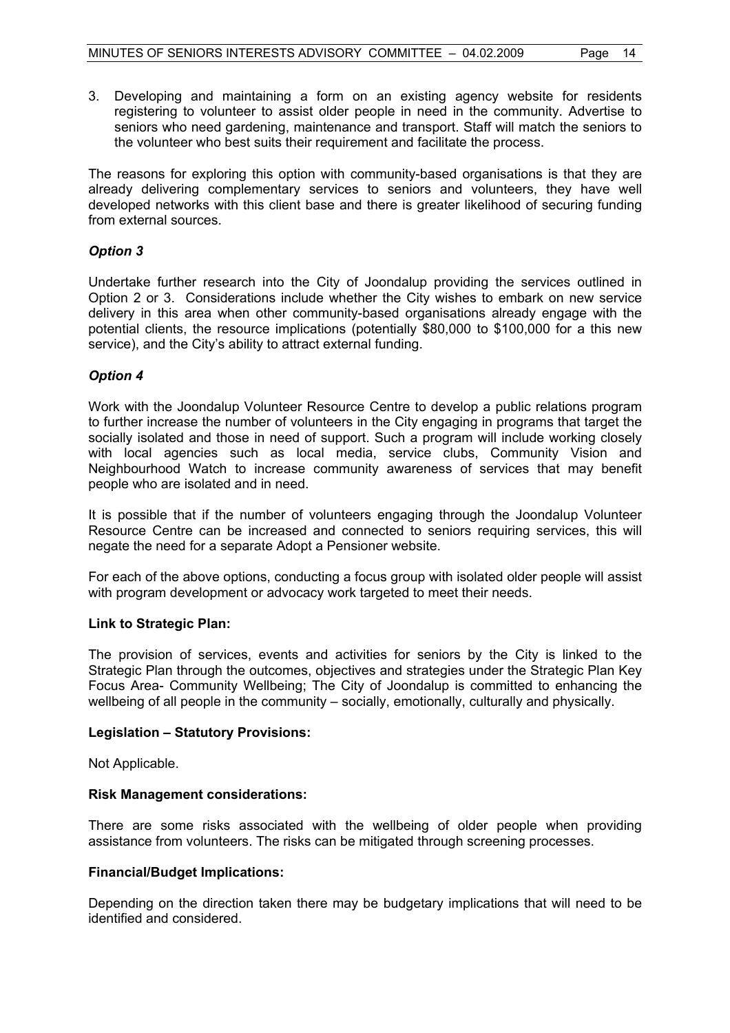3. Developing and maintaining a form on an existing agency website for residents registering to volunteer to assist older people in need in the community. Advertise to seniors who need gardening, maintenance and transport. Staff will match the seniors to the volunteer who best suits their requirement and facilitate the process.

The reasons for exploring this option with community-based organisations is that they are already delivering complementary services to seniors and volunteers, they have well developed networks with this client base and there is greater likelihood of securing funding from external sources.

### *Option 3*

Undertake further research into the City of Joondalup providing the services outlined in Option 2 or 3. Considerations include whether the City wishes to embark on new service delivery in this area when other community-based organisations already engage with the potential clients, the resource implications (potentially $80,000 to $100,000 for a this new service), and the City's ability to attract external funding.

### *Option 4*

Work with the Joondalup Volunteer Resource Centre to develop a public relations program to further increase the number of volunteers in the City engaging in programs that target the socially isolated and those in need of support. Such a program will include working closely with local agencies such as local media, service clubs, Community Vision and Neighbourhood Watch to increase community awareness of services that may benefit people who are isolated and in need.

It is possible that if the number of volunteers engaging through the Joondalup Volunteer Resource Centre can be increased and connected to seniors requiring services, this will negate the need for a separate Adopt a Pensioner website.

For each of the above options, conducting a focus group with isolated older people will assist with program development or advocacy work targeted to meet their needs.

**Link to Strategic Plan:**

The provision of services, events and activities for seniors by the City is linked to the Strategic Plan through the outcomes, objectives and strategies under the Strategic Plan Key Focus Area- Community Wellbeing; The City of Joondalup is committed to enhancing the wellbeing of all people in the community – socially, emotionally, culturally and physically.

**Legislation – Statutory Provisions:**

Not Applicable.

**Risk Management considerations:**

There are some risks associated with the wellbeing of older people when providing assistance from volunteers. The risks can be mitigated through screening processes.

**Financial/Budget Implications:**

Depending on the direction taken there may be budgetary implications that will need to be identified and considered.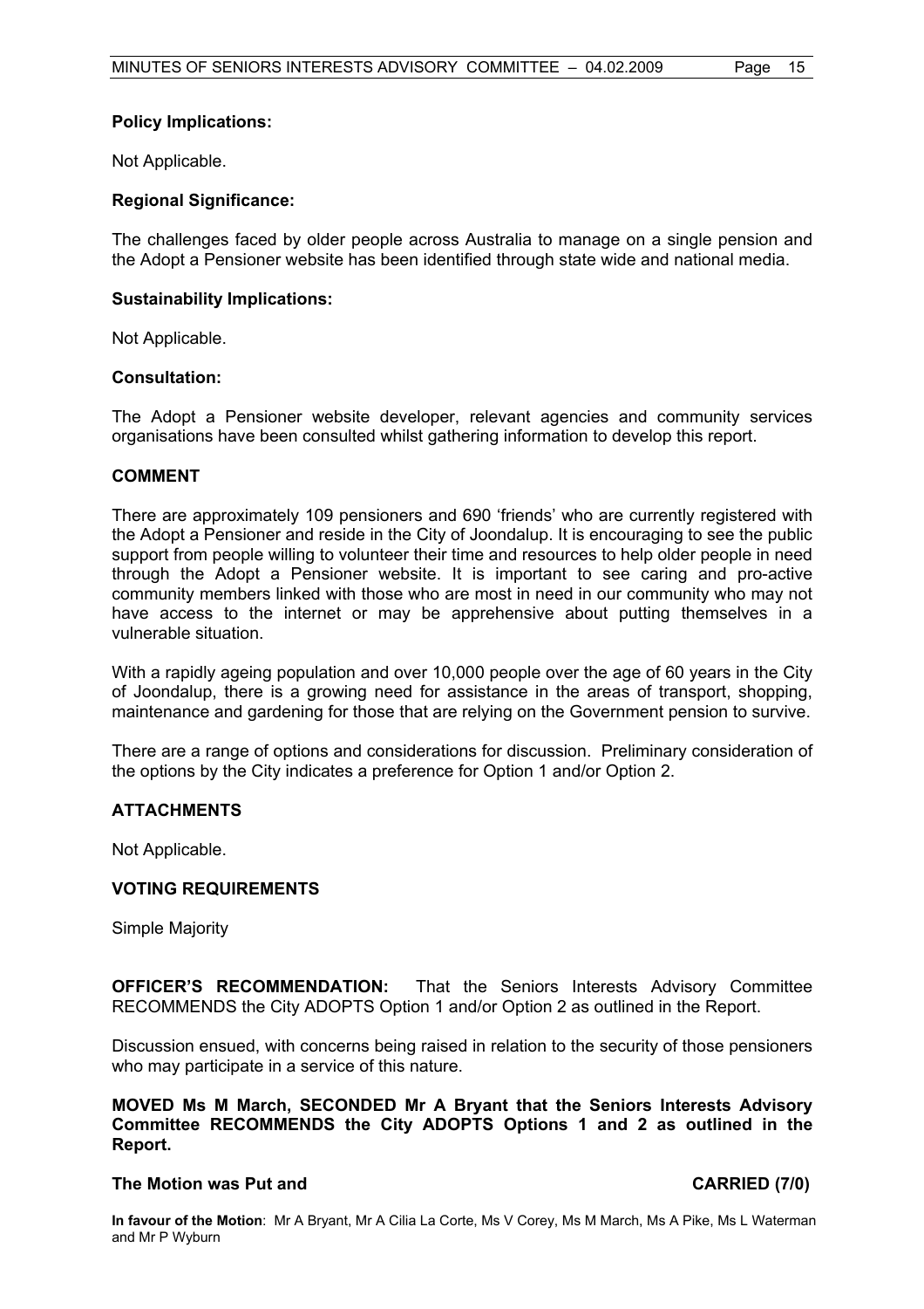**Policy Implications:**

Not Applicable.

**Regional Significance:**

The challenges faced by older people across Australia to manage on a single pension and the Adopt a Pensioner website has been identified through state wide and national media.

**Sustainability Implications:**

Not Applicable.

**Consultation:**

The Adopt a Pensioner website developer, relevant agencies and community services organisations have been consulted whilst gathering information to develop this report.

**COMMENT**

There are approximately 109 pensioners and 690 'friends' who are currently registered with the Adopt a Pensioner and reside in the City of Joondalup. It is encouraging to see the public support from people willing to volunteer their time and resources to help older people in need through the Adopt a Pensioner website. It is important to see caring and pro-active community members linked with those who are most in need in our community who may not have access to the internet or may be apprehensive about putting themselves in a vulnerable situation.

With a rapidly ageing population and over 10,000 people over the age of 60 years in the City of Joondalup, there is a growing need for assistance in the areas of transport, shopping, maintenance and gardening for those that are relying on the Government pension to survive.

There are a range of options and considerations for discussion. Preliminary consideration of the options by the City indicates a preference for Option 1 and/or Option 2.

**ATTACHMENTS**

Not Applicable.

**VOTING REQUIREMENTS**

Simple Majority

**OFFICER'S RECOMMENDATION:** That the Seniors Interests Advisory Committee RECOMMENDS the City ADOPTS Option 1 and/or Option 2 as outlined in the Report.

Discussion ensued, with concerns being raised in relation to the security of those pensioners who may participate in a service of this nature.

**MOVED Ms M March, SECONDED Mr A Bryant that the Seniors Interests Advisory Committee RECOMMENDS the City ADOPTS Options 1 and 2 as outlined in the Report.**

**The Motion was Put and CARRIED (7/0)**

**In favour of the Motion**: Mr A Bryant, Mr A Cilia La Corte, Ms V Corey, Ms M March, Ms A Pike, Ms L Waterman and Mr P Wyburn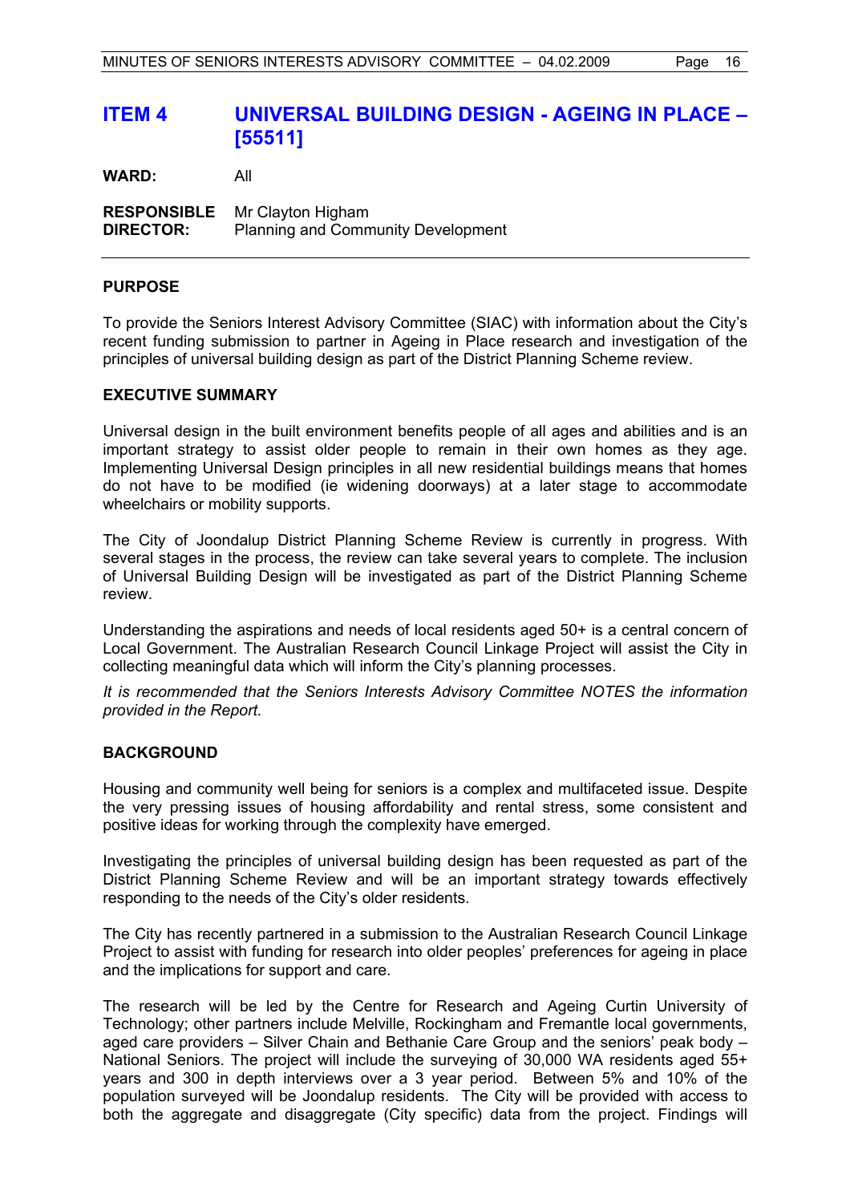# ITEM 4 UNIVERSAL BUILDING DESIGN - AGEING IN PLACE – [55511]

**WARD:** All

**RESPONSIBLE DIRECTOR:** Mr Clayton Higham
Planning and Community Development

---

## PURPOSE

To provide the Seniors Interest Advisory Committee (SIAC) with information about the City's recent funding submission to partner in Ageing in Place research and investigation of the principles of universal building design as part of the District Planning Scheme review.

## EXECUTIVE SUMMARY

Universal design in the built environment benefits people of all ages and abilities and is an important strategy to assist older people to remain in their own homes as they age. Implementing Universal Design principles in all new residential buildings means that homes do not have to be modified (ie widening doorways) at a later stage to accommodate wheelchairs or mobility supports.

The City of Joondalup District Planning Scheme Review is currently in progress. With several stages in the process, the review can take several years to complete. The inclusion of Universal Building Design will be investigated as part of the District Planning Scheme review.

Understanding the aspirations and needs of local residents aged 50+ is a central concern of Local Government. The Australian Research Council Linkage Project will assist the City in collecting meaningful data which will inform the City's planning processes.

*It is recommended that the Seniors Interests Advisory Committee NOTES the information provided in the Report.*

## BACKGROUND

Housing and community well being for seniors is a complex and multifaceted issue. Despite the very pressing issues of housing affordability and rental stress, some consistent and positive ideas for working through the complexity have emerged.

Investigating the principles of universal building design has been requested as part of the District Planning Scheme Review and will be an important strategy towards effectively responding to the needs of the City's older residents.

The City has recently partnered in a submission to the Australian Research Council Linkage Project to assist with funding for research into older peoples' preferences for ageing in place and the implications for support and care.

The research will be led by the Centre for Research and Ageing Curtin University of Technology; other partners include Melville, Rockingham and Fremantle local governments, aged care providers – Silver Chain and Bethanie Care Group and the seniors' peak body – National Seniors. The project will include the surveying of 30,000 WA residents aged 55+ years and 300 in depth interviews over a 3 year period. Between 5% and 10% of the population surveyed will be Joondalup residents. The City will be provided with access to both the aggregate and disaggregate (City specific) data from the project. Findings will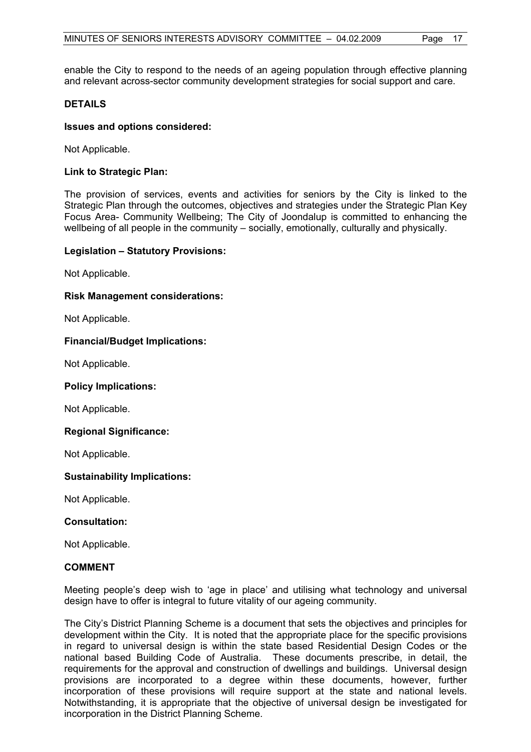enable the City to respond to the needs of an ageing population through effective planning and relevant across-sector community development strategies for social support and care.

**DETAILS**

**Issues and options considered:**

Not Applicable.

**Link to Strategic Plan:**

The provision of services, events and activities for seniors by the City is linked to the Strategic Plan through the outcomes, objectives and strategies under the Strategic Plan Key Focus Area- Community Wellbeing; The City of Joondalup is committed to enhancing the wellbeing of all people in the community – socially, emotionally, culturally and physically.

**Legislation – Statutory Provisions:**

Not Applicable.

**Risk Management considerations:**

Not Applicable.

**Financial/Budget Implications:**

Not Applicable.

**Policy Implications:**

Not Applicable.

**Regional Significance:**

Not Applicable.

**Sustainability Implications:**

Not Applicable.

**Consultation:**

Not Applicable.

**COMMENT**

Meeting people's deep wish to 'age in place' and utilising what technology and universal design have to offer is integral to future vitality of our ageing community.

The City's District Planning Scheme is a document that sets the objectives and principles for development within the City. It is noted that the appropriate place for the specific provisions in regard to universal design is within the state based Residential Design Codes or the national based Building Code of Australia. These documents prescribe, in detail, the requirements for the approval and construction of dwellings and buildings. Universal design provisions are incorporated to a degree within these documents, however, further incorporation of these provisions will require support at the state and national levels. Notwithstanding, it is appropriate that the objective of universal design be investigated for incorporation in the District Planning Scheme.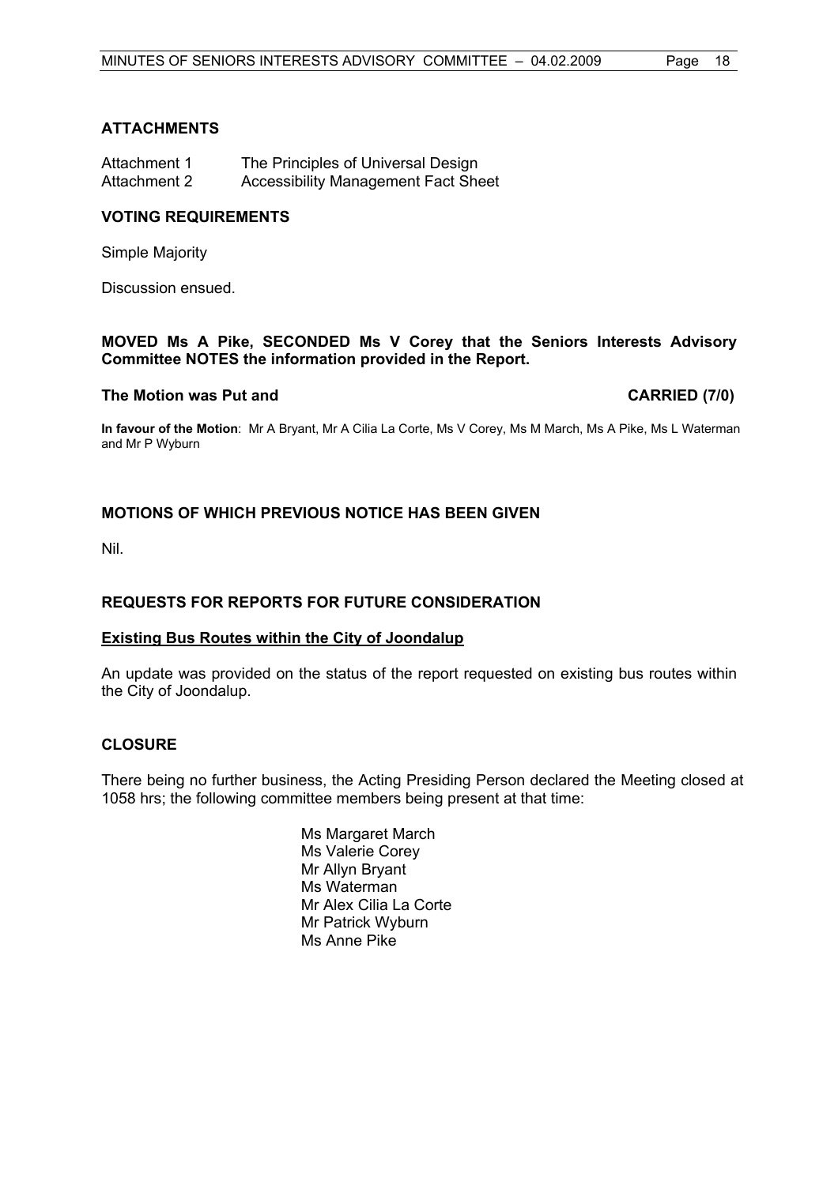## ATTACHMENTS

| | |
|---|---|
| Attachment 1 | The Principles of Universal Design |
| Attachment 2 | Accessibility Management Fact Sheet |

## VOTING REQUIREMENTS

Simple Majority

Discussion ensued.

**MOVED Ms A Pike, SECONDED Ms V Corey that the Seniors Interests Advisory Committee NOTES the information provided in the Report.**

**The Motion was Put and CARRIED (7/0)**

**In favour of the Motion**: Mr A Bryant, Mr A Cilia La Corte, Ms V Corey, Ms M March, Ms A Pike, Ms L Waterman and Mr P Wyburn

## MOTIONS OF WHICH PREVIOUS NOTICE HAS BEEN GIVEN

Nil.

## REQUESTS FOR REPORTS FOR FUTURE CONSIDERATION

**Existing Bus Routes within the City of Joondalup**

An update was provided on the status of the report requested on existing bus routes within the City of Joondalup.

## CLOSURE

There being no further business, the Acting Presiding Person declared the Meeting closed at 1058 hrs; the following committee members being present at that time:

Ms Margaret March
Ms Valerie Corey
Mr Allyn Bryant
Ms Waterman
Mr Alex Cilia La Corte
Mr Patrick Wyburn
Ms Anne Pike